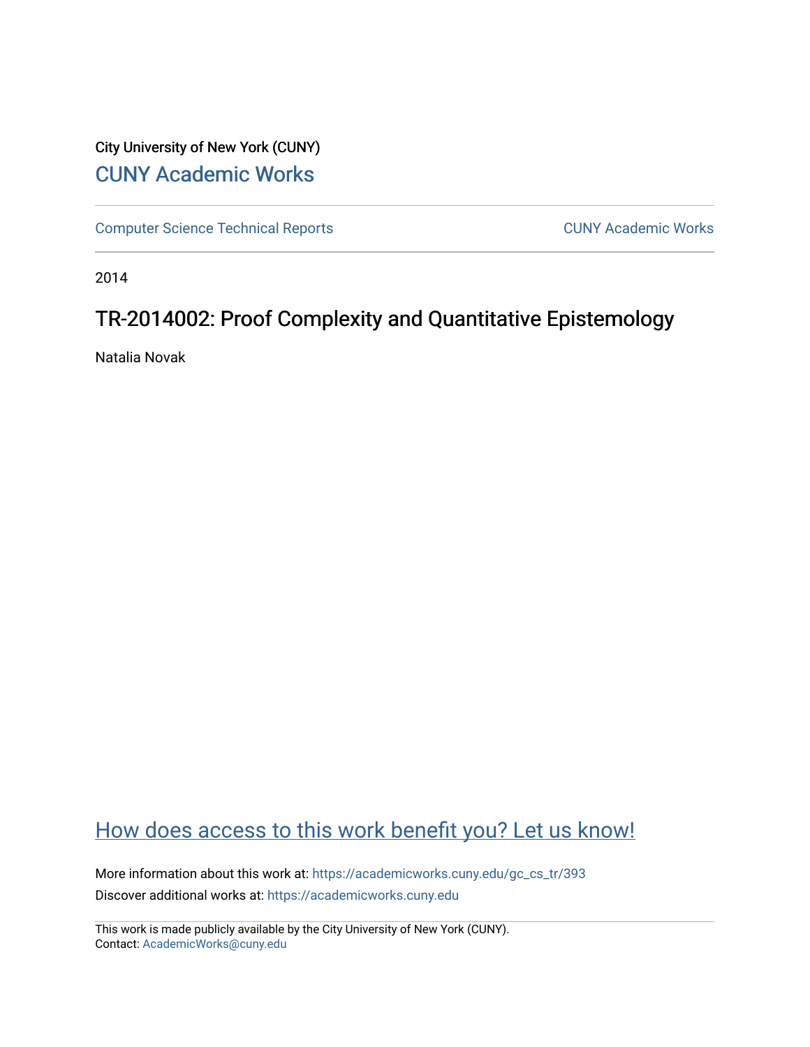City University of New York (CUNY)

# CUNY Academic Works

Computer Science Technical Reports

CUNY Academic Works

2014

## TR-2014002: Proof Complexity and Quantitative Epistemology

Natalia Novak

How does access to this work benefit you? Let us know!

More information about this work at: https://academicworks.cuny.edu/gc_cs_tr/393

Discover additional works at: https://academicworks.cuny.edu

This work is made publicly available by the City University of New York (CUNY).
Contact: AcademicWorks@cuny.edu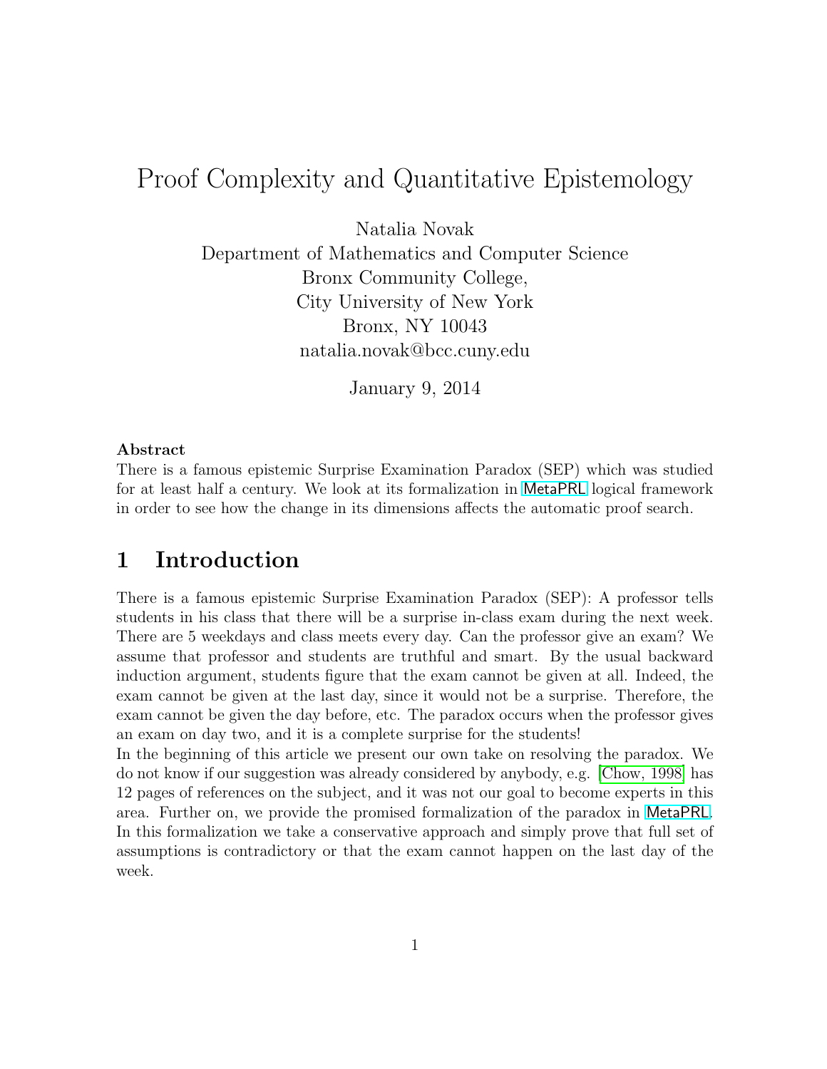# Proof Complexity and Quantitative Epistemology

Natalia Novak
Department of Mathematics and Computer Science
Bronx Community College,
City University of New York
Bronx, NY 10043
natalia.novak@bcc.cuny.edu

January 9, 2014

**Abstract**
There is a famous epistemic Surprise Examination Paradox (SEP) which was studied for at least half a century. We look at its formalization in MetaPRL logical framework in order to see how the change in its dimensions affects the automatic proof search.

## 1 Introduction

There is a famous epistemic Surprise Examination Paradox (SEP): A professor tells students in his class that there will be a surprise in-class exam during the next week. There are 5 weekdays and class meets every day. Can the professor give an exam? We assume that professor and students are truthful and smart. By the usual backward induction argument, students figure that the exam cannot be given at all. Indeed, the exam cannot be given at the last day, since it would not be a surprise. Therefore, the exam cannot be given the day before, etc. The paradox occurs when the professor gives an exam on day two, and it is a complete surprise for the students!
In the beginning of this article we present our own take on resolving the paradox. We do not know if our suggestion was already considered by anybody, e.g. [Chow, 1998] has 12 pages of references on the subject, and it was not our goal to become experts in this area. Further on, we provide the promised formalization of the paradox in MetaPRL. In this formalization we take a conservative approach and simply prove that full set of assumptions is contradictory or that the exam cannot happen on the last day of the week.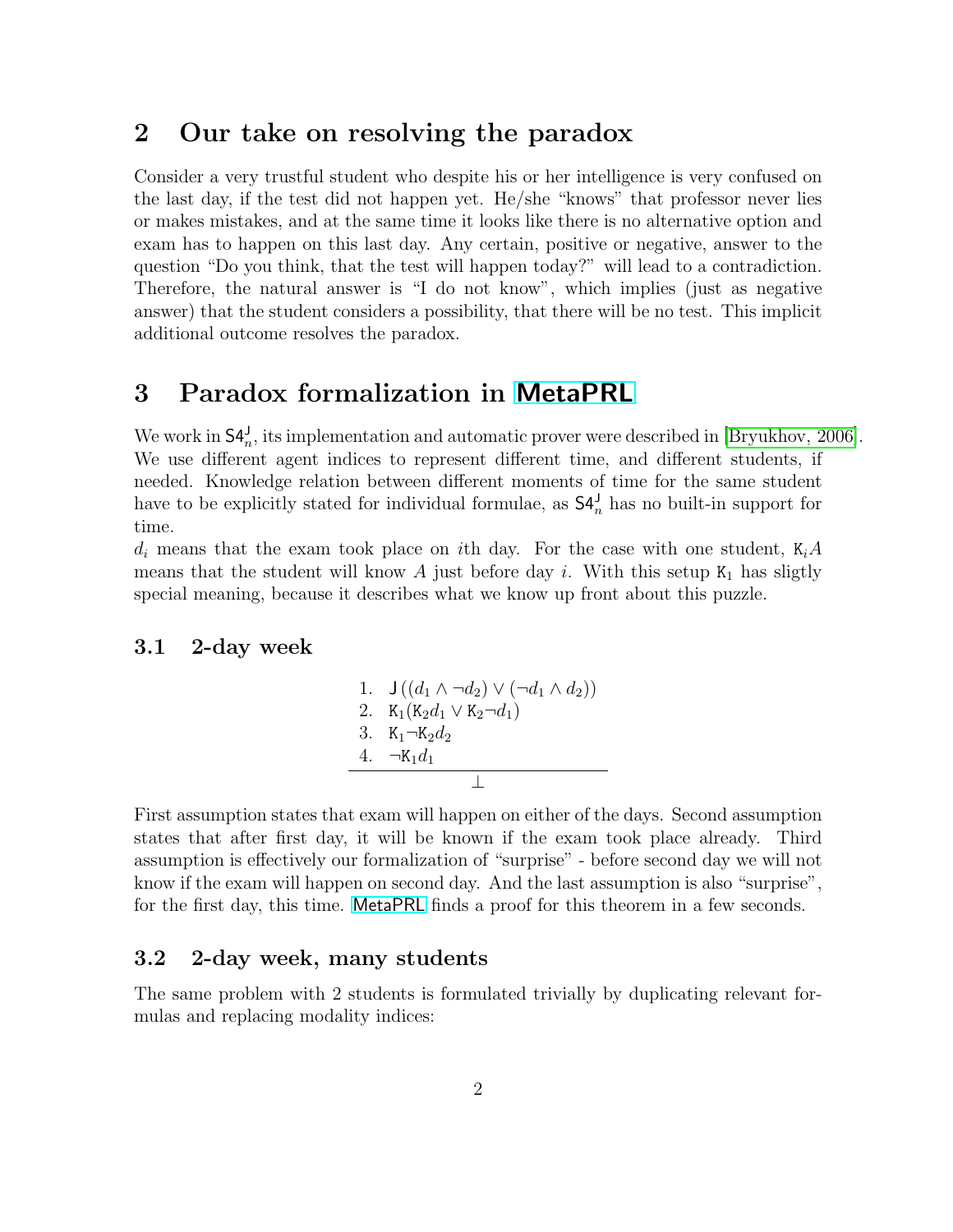## 2 Our take on resolving the paradox

Consider a very trustful student who despite his or her intelligence is very confused on the last day, if the test did not happen yet. He/she "knows" that professor never lies or makes mistakes, and at the same time it looks like there is no alternative option and exam has to happen on this last day. Any certain, positive or negative, answer to the question "Do you think, that the test will happen today?" will lead to a contradiction. Therefore, the natural answer is "I do not know", which implies (just as negative answer) that the student considers a possibility, that there will be no test. This implicit additional outcome resolves the paradox.

## 3 Paradox formalization in MetaPRL

We work in $\mathsf{S4}_n^\mathsf{J}$, its implementation and automatic prover were described in [Bryukhov, 2006]. We use different agent indices to represent different time, and different students, if needed. Knowledge relation between different moments of time for the same student have to be explicitly stated for individual formulae, as $\mathsf{S4}_n^\mathsf{J}$ has no built-in support for time.

$d_i$ means that the exam took place on $i$th day. For the case with one student, $\mathtt{K}_i A$ means that the student will know $A$ just before day $i$. With this setup $\mathtt{K}_1$ has sligtly special meaning, because it describes what we know up front about this puzzle.

### 3.1 2-day week

$$
\begin{array}{l}
1.\quad \mathsf{J}\left((d_1 \wedge \neg d_2) \vee (\neg d_1 \wedge d_2)\right) \\
2.\quad \mathtt{K}_1(\mathtt{K}_2 d_1 \vee \mathtt{K}_2 \neg d_1) \\
3.\quad \mathtt{K}_1 \neg \mathtt{K}_2 d_2 \\
4.\quad \neg \mathtt{K}_1 d_1 \\
\hline
\qquad\qquad \bot
\end{array}
$$

First assumption states that exam will happen on either of the days. Second assumption states that after first day, it will be known if the exam took place already. Third assumption is effectively our formalization of "surprise" - before second day we will not know if the exam will happen on second day. And the last assumption is also "surprise", for the first day, this time. MetaPRL finds a proof for this theorem in a few seconds.

### 3.2 2-day week, many students

The same problem with 2 students is formulated trivially by duplicating relevant formulas and replacing modality indices: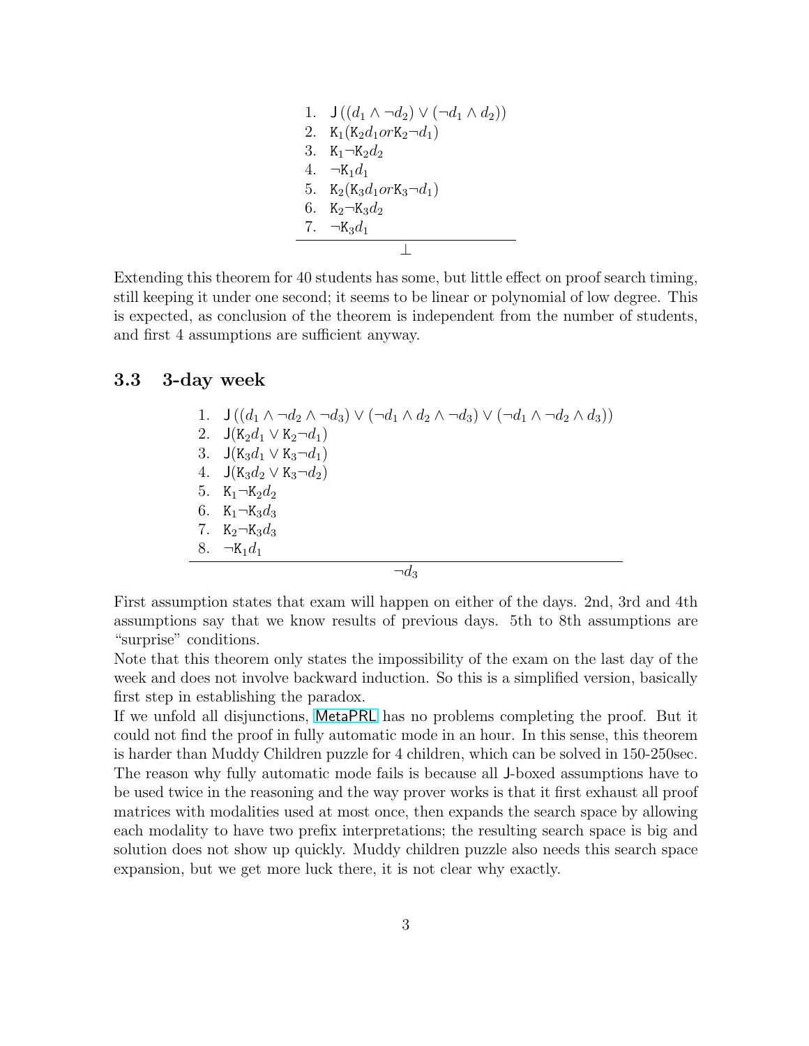1. $\mathsf{J}\,((d_1 \wedge \neg d_2) \vee (\neg d_1 \wedge d_2))$
2. $\mathsf{K}_1(\mathsf{K}_2 d_1 or \mathsf{K}_2 \neg d_1)$
3. $\mathsf{K}_1 \neg \mathsf{K}_2 d_2$
4. $\neg \mathsf{K}_1 d_1$
5. $\mathsf{K}_2(\mathsf{K}_3 d_1 or \mathsf{K}_3 \neg d_1)$
6. $\mathsf{K}_2 \neg \mathsf{K}_3 d_2$
7. $\neg \mathsf{K}_3 d_1$

---

$\bot$

Extending this theorem for 40 students has some, but little effect on proof search timing, still keeping it under one second; it seems to be linear or polynomial of low degree. This is expected, as conclusion of the theorem is independent from the number of students, and first 4 assumptions are sufficient anyway.

### 3.3 3-day week

1. $\mathsf{J}\,((d_1 \wedge \neg d_2 \wedge \neg d_3) \vee (\neg d_1 \wedge d_2 \wedge \neg d_3) \vee (\neg d_1 \wedge \neg d_2 \wedge d_3))$
2. $\mathsf{J}(\mathsf{K}_2 d_1 \vee \mathsf{K}_2 \neg d_1)$
3. $\mathsf{J}(\mathsf{K}_3 d_1 \vee \mathsf{K}_3 \neg d_1)$
4. $\mathsf{J}(\mathsf{K}_3 d_2 \vee \mathsf{K}_3 \neg d_2)$
5. $\mathsf{K}_1 \neg \mathsf{K}_2 d_2$
6. $\mathsf{K}_1 \neg \mathsf{K}_3 d_3$
7. $\mathsf{K}_2 \neg \mathsf{K}_3 d_3$
8. $\neg \mathsf{K}_1 d_1$

---

$\neg d_3$

First assumption states that exam will happen on either of the days. 2nd, 3rd and 4th assumptions say that we know results of previous days. 5th to 8th assumptions are "surprise" conditions.

Note that this theorem only states the impossibility of the exam on the last day of the week and does not involve backward induction. So this is a simplified version, basically first step in establishing the paradox.

If we unfold all disjunctions, MetaPRL has no problems completing the proof. But it could not find the proof in fully automatic mode in an hour. In this sense, this theorem is harder than Muddy Children puzzle for 4 children, which can be solved in 150-250sec. The reason why fully automatic mode fails is because all J-boxed assumptions have to be used twice in the reasoning and the way prover works is that it first exhaust all proof matrices with modalities used at most once, then expands the search space by allowing each modality to have two prefix interpretations; the resulting search space is big and solution does not show up quickly. Muddy children puzzle also needs this search space expansion, but we get more luck there, it is not clear why exactly.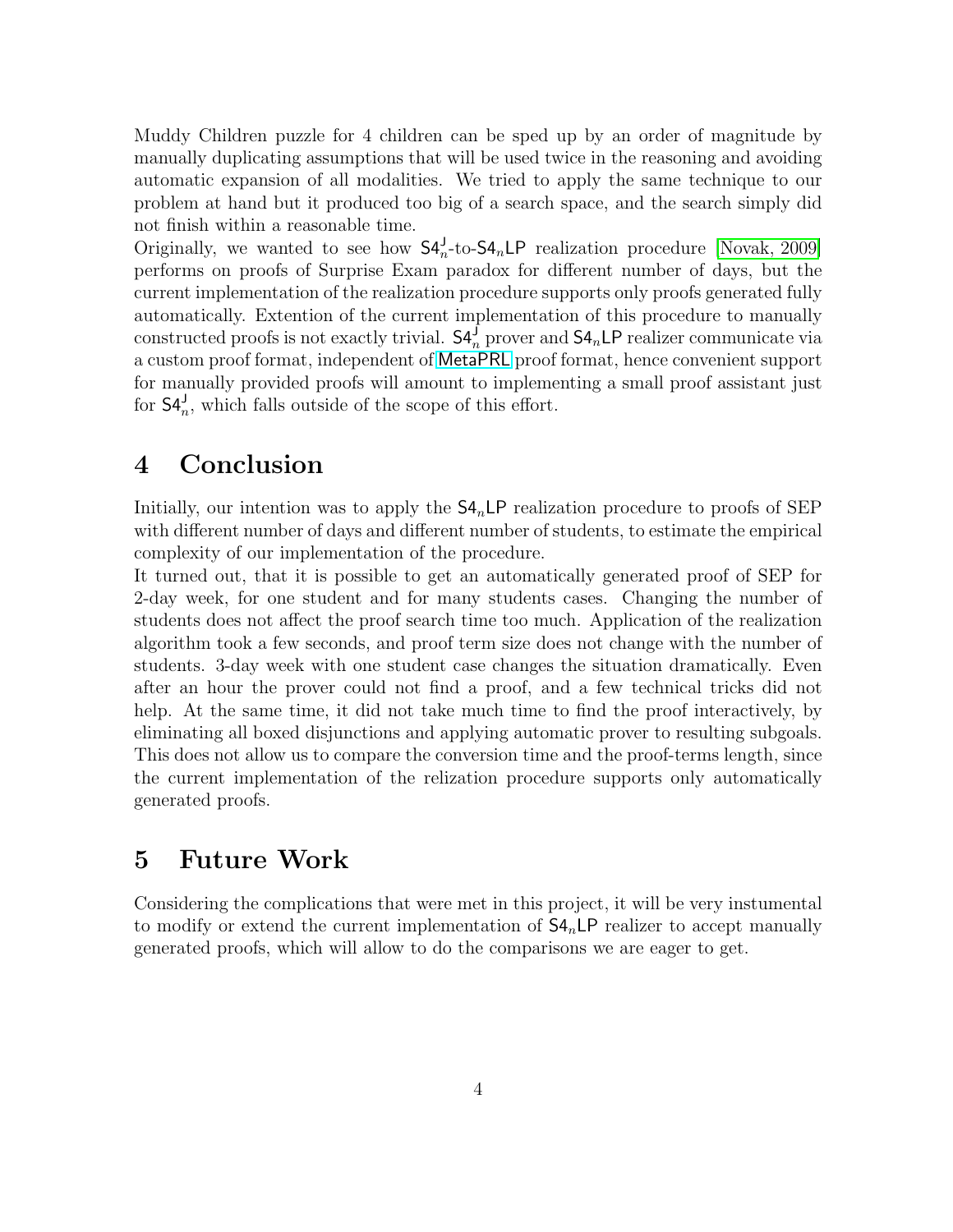Muddy Children puzzle for 4 children can be sped up by an order of magnitude by manually duplicating assumptions that will be used twice in the reasoning and avoiding automatic expansion of all modalities. We tried to apply the same technique to our problem at hand but it produced too big of a search space, and the search simply did not finish within a reasonable time.

Originally, we wanted to see how $\mathsf{S4}_n^{\mathsf{J}}$-to-$\mathsf{S4}_n\mathsf{LP}$ realization procedure [Novak, 2009] performs on proofs of Surprise Exam paradox for different number of days, but the current implementation of the realization procedure supports only proofs generated fully automatically. Extention of the current implementation of this procedure to manually constructed proofs is not exactly trivial. $\mathsf{S4}_n^{\mathsf{J}}$ prover and $\mathsf{S4}_n\mathsf{LP}$ realizer communicate via a custom proof format, independent of MetaPRL proof format, hence convenient support for manually provided proofs will amount to implementing a small proof assistant just for $\mathsf{S4}_n^{\mathsf{J}}$, which falls outside of the scope of this effort.

# 4 Conclusion

Initially, our intention was to apply the $\mathsf{S4}_n\mathsf{LP}$ realization procedure to proofs of SEP with different number of days and different number of students, to estimate the empirical complexity of our implementation of the procedure.

It turned out, that it is possible to get an automatically generated proof of SEP for 2-day week, for one student and for many students cases. Changing the number of students does not affect the proof search time too much. Application of the realization algorithm took a few seconds, and proof term size does not change with the number of students. 3-day week with one student case changes the situation dramatically. Even after an hour the prover could not find a proof, and a few technical tricks did not help. At the same time, it did not take much time to find the proof interactively, by eliminating all boxed disjunctions and applying automatic prover to resulting subgoals. This does not allow us to compare the conversion time and the proof-terms length, since the current implementation of the relization procedure supports only automatically generated proofs.

# 5 Future Work

Considering the complications that were met in this project, it will be very instumental to modify or extend the current implementation of $\mathsf{S4}_n\mathsf{LP}$ realizer to accept manually generated proofs, which will allow to do the comparisons we are eager to get.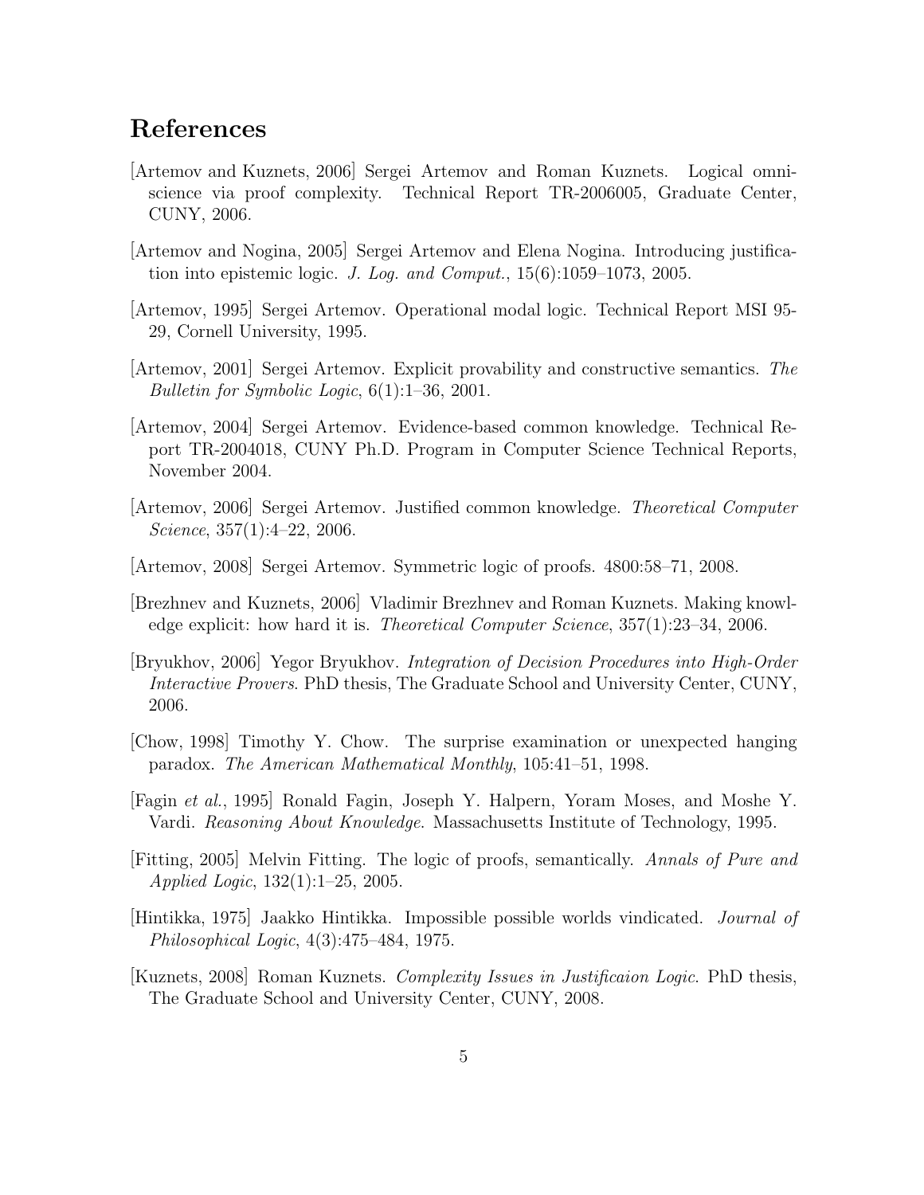# References

[Artemov and Kuznets, 2006] Sergei Artemov and Roman Kuznets. Logical omniscience via proof complexity. Technical Report TR-2006005, Graduate Center, CUNY, 2006.

[Artemov and Nogina, 2005] Sergei Artemov and Elena Nogina. Introducing justification into epistemic logic. *J. Log. and Comput.*, 15(6):1059–1073, 2005.

[Artemov, 1995] Sergei Artemov. Operational modal logic. Technical Report MSI 95-29, Cornell University, 1995.

[Artemov, 2001] Sergei Artemov. Explicit provability and constructive semantics. *The Bulletin for Symbolic Logic*, 6(1):1–36, 2001.

[Artemov, 2004] Sergei Artemov. Evidence-based common knowledge. Technical Report TR-2004018, CUNY Ph.D. Program in Computer Science Technical Reports, November 2004.

[Artemov, 2006] Sergei Artemov. Justified common knowledge. *Theoretical Computer Science*, 357(1):4–22, 2006.

[Artemov, 2008] Sergei Artemov. Symmetric logic of proofs. 4800:58–71, 2008.

[Brezhnev and Kuznets, 2006] Vladimir Brezhnev and Roman Kuznets. Making knowledge explicit: how hard it is. *Theoretical Computer Science*, 357(1):23–34, 2006.

[Bryukhov, 2006] Yegor Bryukhov. *Integration of Decision Procedures into High-Order Interactive Provers*. PhD thesis, The Graduate School and University Center, CUNY, 2006.

[Chow, 1998] Timothy Y. Chow. The surprise examination or unexpected hanging paradox. *The American Mathematical Monthly*, 105:41–51, 1998.

[Fagin *et al.*, 1995] Ronald Fagin, Joseph Y. Halpern, Yoram Moses, and Moshe Y. Vardi. *Reasoning About Knowledge*. Massachusetts Institute of Technology, 1995.

[Fitting, 2005] Melvin Fitting. The logic of proofs, semantically. *Annals of Pure and Applied Logic*, 132(1):1–25, 2005.

[Hintikka, 1975] Jaakko Hintikka. Impossible possible worlds vindicated. *Journal of Philosophical Logic*, 4(3):475–484, 1975.

[Kuznets, 2008] Roman Kuznets. *Complexity Issues in Justificaion Logic*. PhD thesis, The Graduate School and University Center, CUNY, 2008.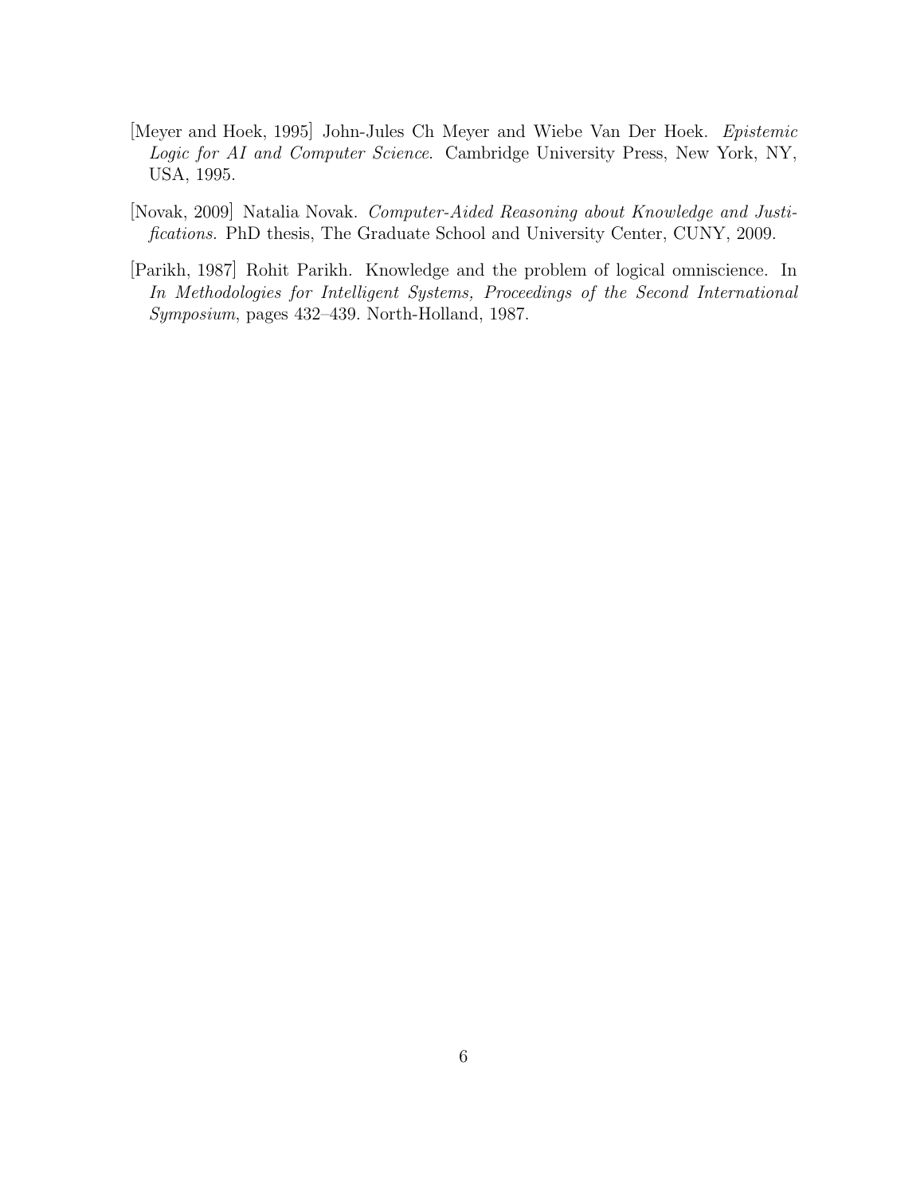[Meyer and Hoek, 1995] John-Jules Ch Meyer and Wiebe Van Der Hoek. *Epistemic Logic for AI and Computer Science*. Cambridge University Press, New York, NY, USA, 1995.

[Novak, 2009] Natalia Novak. *Computer-Aided Reasoning about Knowledge and Justifications.* PhD thesis, The Graduate School and University Center, CUNY, 2009.

[Parikh, 1987] Rohit Parikh. Knowledge and the problem of logical omniscience. In *In Methodologies for Intelligent Systems, Proceedings of the Second International Symposium*, pages 432–439. North-Holland, 1987.